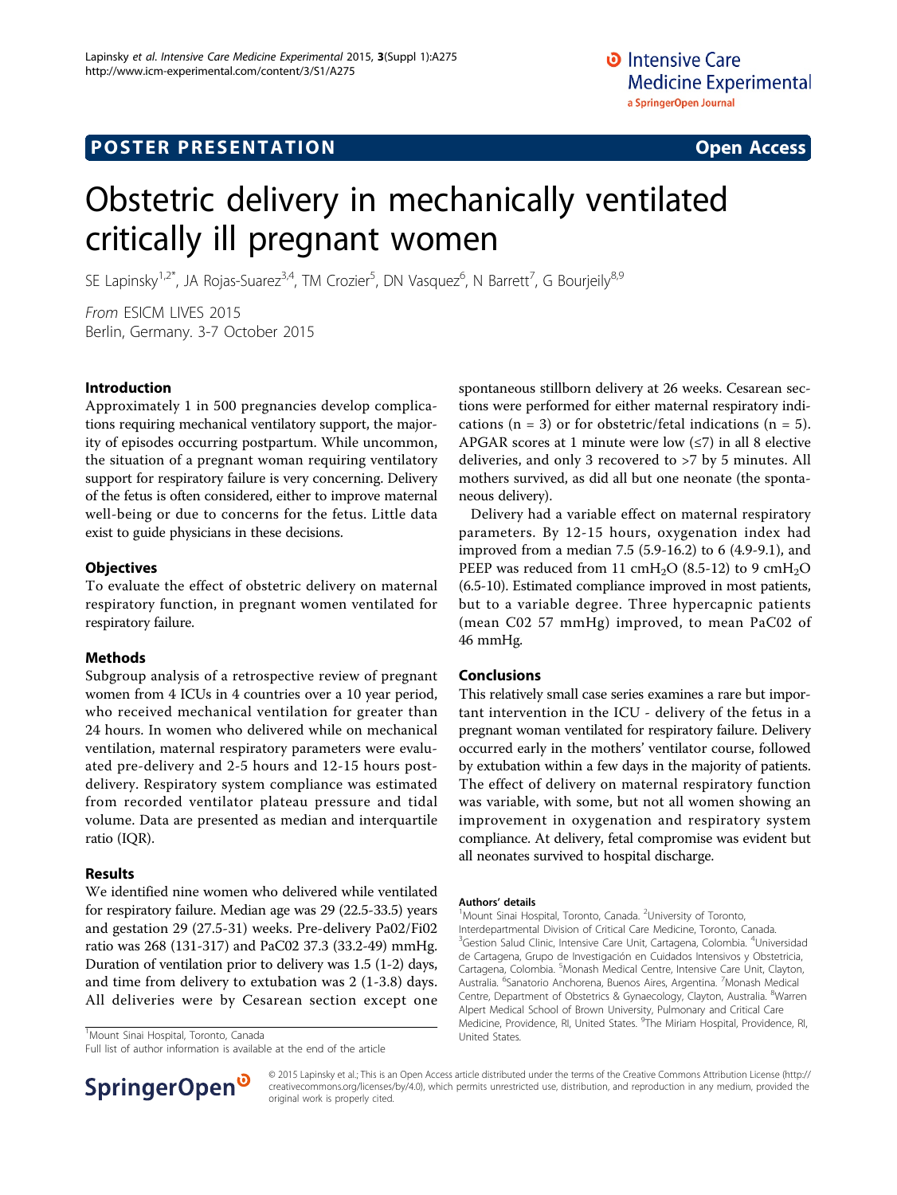POSTER PRESENTATION Open Access

# Obstetric delivery in mechanically ventilated critically ill pregnant women

SE Lapinsky[1,2*], JA Rojas-Suarez[3,4], TM Crozier[5], DN Vasquez[6], N Barrett[7], G Bourjeily[8,9]

*From* ESICM LIVES 2015
Berlin, Germany. 3-7 October 2015

## Introduction

Approximately 1 in 500 pregnancies develop complications requiring mechanical ventilatory support, the majority of episodes occurring postpartum. While uncommon, the situation of a pregnant woman requiring ventilatory support for respiratory failure is very concerning. Delivery of the fetus is often considered, either to improve maternal well-being or due to concerns for the fetus. Little data exist to guide physicians in these decisions.

## Objectives

To evaluate the effect of obstetric delivery on maternal respiratory function, in pregnant women ventilated for respiratory failure.

## Methods

Subgroup analysis of a retrospective review of pregnant women from 4 ICUs in 4 countries over a 10 year period, who received mechanical ventilation for greater than 24 hours. In women who delivered while on mechanical ventilation, maternal respiratory parameters were evaluated pre-delivery and 2-5 hours and 12-15 hours post-delivery. Respiratory system compliance was estimated from recorded ventilator plateau pressure and tidal volume. Data are presented as median and interquartile ratio (IQR).

## Results

We identified nine women who delivered while ventilated for respiratory failure. Median age was 29 (22.5-33.5) years and gestation 29 (27.5-31) weeks. Pre-delivery $PaO_2/FiO_2$ ratio was 268 (131-317) and $PaCO_2$ 37.3 (33.2-49) mmHg. Duration of ventilation prior to delivery was 1.5 (1-2) days, and time from delivery to extubation was 2 (1-3.8) days. All deliveries were by Cesarean section except one spontaneous stillborn delivery at 26 weeks. Cesarean sections were performed for either maternal respiratory indications (n = 3) or for obstetric/fetal indications (n = 5). APGAR scores at 1 minute were low (≤7) in all 8 elective deliveries, and only 3 recovered to >7 by 5 minutes. All mothers survived, as did all but one neonate (the spontaneous delivery).

Delivery had a variable effect on maternal respiratory parameters. By 12-15 hours, oxygenation index had improved from a median 7.5 (5.9-16.2) to 6 (4.9-9.1), and PEEP was reduced from 11 $cmH_2O$ (8.5-12) to 9 $cmH_2O$ (6.5-10). Estimated compliance improved in most patients, but to a variable degree. Three hypercapnic patients (mean $CO_2$ 57 mmHg) improved, to mean $PaCO_2$ of 46 mmHg.

## Conclusions

This relatively small case series examines a rare but important intervention in the ICU - delivery of the fetus in a pregnant woman ventilated for respiratory failure. Delivery occurred early in the mothers' ventilator course, followed by extubation within a few days in the majority of patients. The effect of delivery on maternal respiratory function was variable, with some, but not all women showing an improvement in oxygenation and respiratory system compliance. At delivery, fetal compromise was evident but all neonates survived to hospital discharge.

[1]Mount Sinai Hospital, Toronto, Canada
Full list of author information is available at the end of the article

### Authors' details

[1]Mount Sinai Hospital, Toronto, Canada. [2]University of Toronto, Interdepartmental Division of Critical Care Medicine, Toronto, Canada. [3]Gestion Salud Clinic, Intensive Care Unit, Cartagena, Colombia. [4]Universidad de Cartagena, Grupo de Investigación en Cuidados Intensivos y Obstetricia, Cartagena, Colombia. [5]Monash Medical Centre, Intensive Care Unit, Clayton, Australia. [6]Sanatorio Anchorena, Buenos Aires, Argentina. [7]Monash Medical Centre, Department of Obstetrics & Gynaecology, Clayton, Australia. [8]Warren Alpert Medical School of Brown University, Pulmonary and Critical Care Medicine, Providence, RI, United States. [9]The Miriam Hospital, Providence, RI, United States.

© 2015 Lapinsky et al.; This is an Open Access article distributed under the terms of the Creative Commons Attribution License (http://creativecommons.org/licenses/by/4.0), which permits unrestricted use, distribution, and reproduction in any medium, provided the original work is properly cited.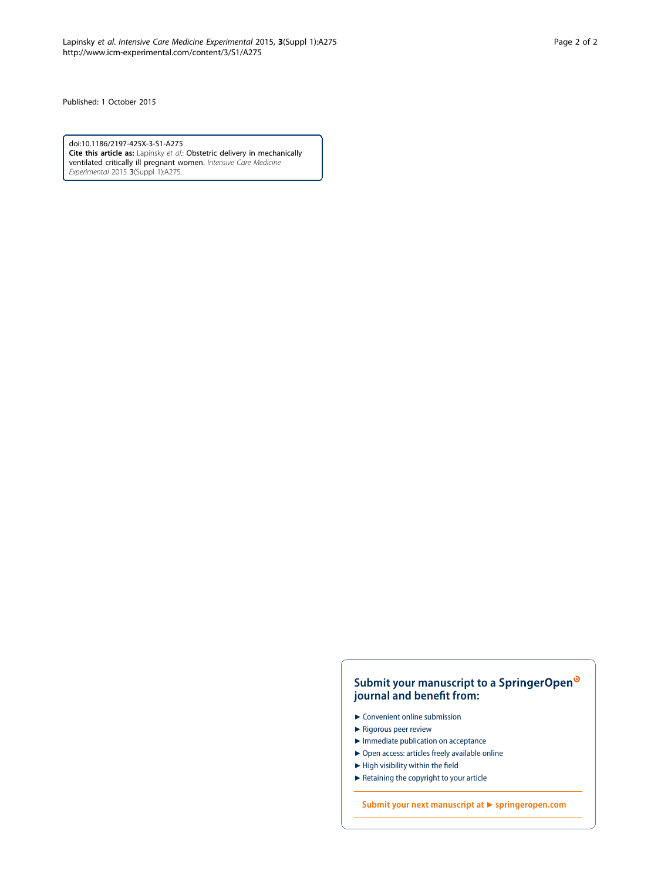Published: 1 October 2015

doi:10.1186/2197-425X-3-S1-A275
**Cite this article as:** Lapinsky *et al.*: Obstetric delivery in mechanically ventilated critically ill pregnant women. *Intensive Care Medicine Experimental* 2015 **3**(Suppl 1):A275.

**Submit your manuscript to a SpringerOpen journal and benefit from:**

- ► Convenient online submission
- ► Rigorous peer review
- ► Immediate publication on acceptance
- ► Open access: articles freely available online
- ► High visibility within the field
- ► Retaining the copyright to your article

**Submit your next manuscript at ► springeropen.com**